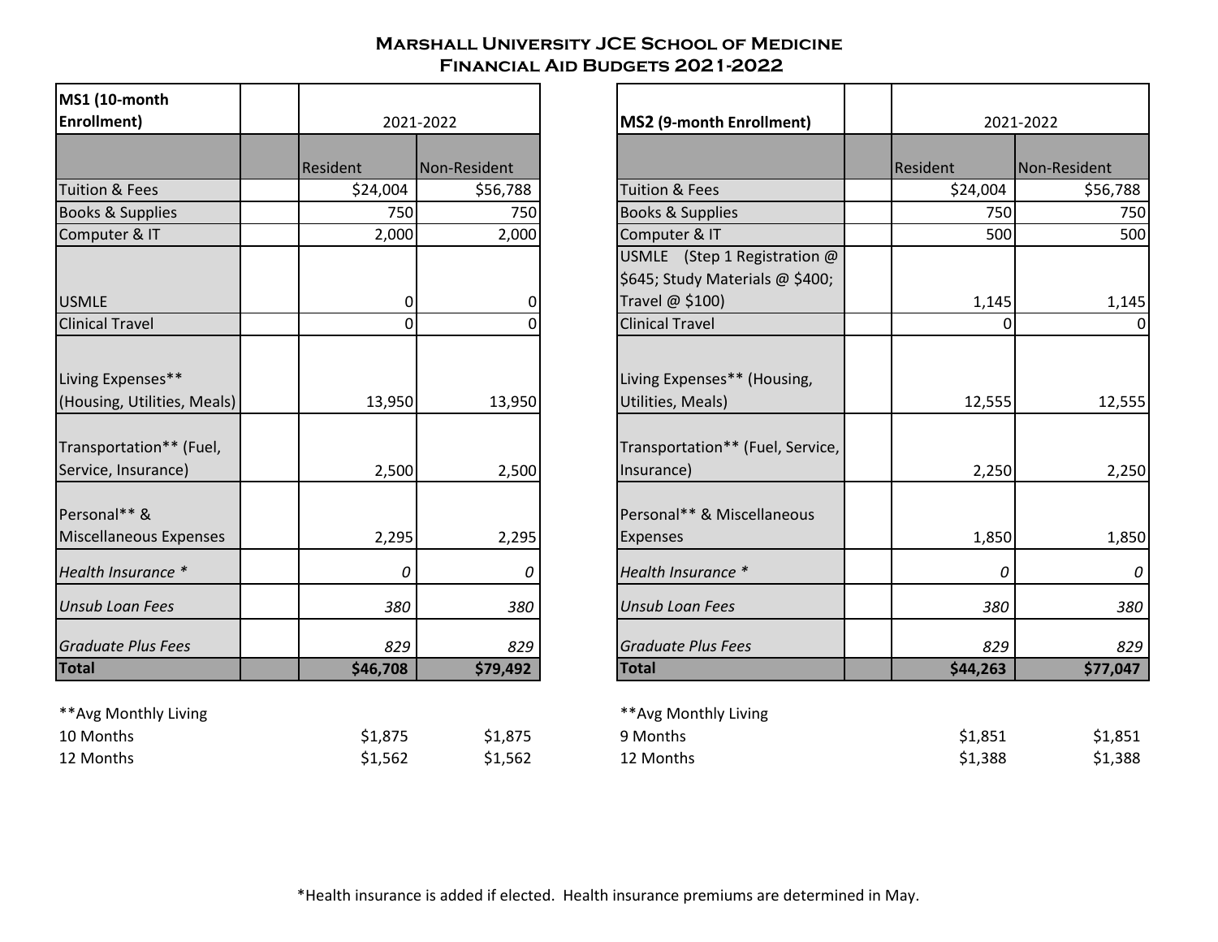# Marshall University JCE School of Medicine
## Financial Aid Budgets 2021-2022

| MS1 (10-month Enrollment) | | 2021-2022 | |
|---|---|---|---|
| | | Resident | Non-Resident |
| Tuition & Fees | | $24,004 | $56,788 |
| Books & Supplies | | 750 | 750 |
| Computer & IT | | 2,000 | 2,000 |
| USMLE | | 0 | 0 |
| Clinical Travel | | 0 | 0 |
| Living Expenses** (Housing, Utilities, Meals) | | 13,950 | 13,950 |
| Transportation** (Fuel, Service, Insurance) | | 2,500 | 2,500 |
| Personal** & Miscellaneous Expenses | | 2,295 | 2,295 |
| *Health Insurance ** | | *0* | *0* |
| *Unsub Loan Fees* | | *380* | *380* |
| *Graduate Plus Fees* | | *829* | *829* |
| **Total** | | **$46,708** | **$79,492** |

| **Avg Monthly Living | | |
|---|---|---|
| 10 Months | $1,875 | $1,875 |
| 12 Months | $1,562 | $1,562 |

| MS2 (9-month Enrollment) | | 2021-2022 | |
|---|---|---|---|
| | | Resident | Non-Resident |
| Tuition & Fees | | $24,004 | $56,788 |
| Books & Supplies | | 750 | 750 |
| Computer & IT | | 500 | 500 |
| USMLE (Step 1 Registration @ $645; Study Materials @ $400; Travel @ $100) | | 1,145 | 1,145 |
| Clinical Travel | | 0 | 0 |
| Living Expenses** (Housing, Utilities, Meals) | | 12,555 | 12,555 |
| Transportation** (Fuel, Service, Insurance) | | 2,250 | 2,250 |
| Personal** & Miscellaneous Expenses | | 1,850 | 1,850 |
| *Health Insurance ** | | *0* | *0* |
| *Unsub Loan Fees* | | *380* | *380* |
| *Graduate Plus Fees* | | *829* | *829* |
| **Total** | | **$44,263** | **$77,047** |

| **Avg Monthly Living | | |
|---|---|---|
| 9 Months | $1,851 | $1,851 |
| 12 Months | $1,388 | $1,388 |

*Health insurance is added if elected. Health insurance premiums are determined in May.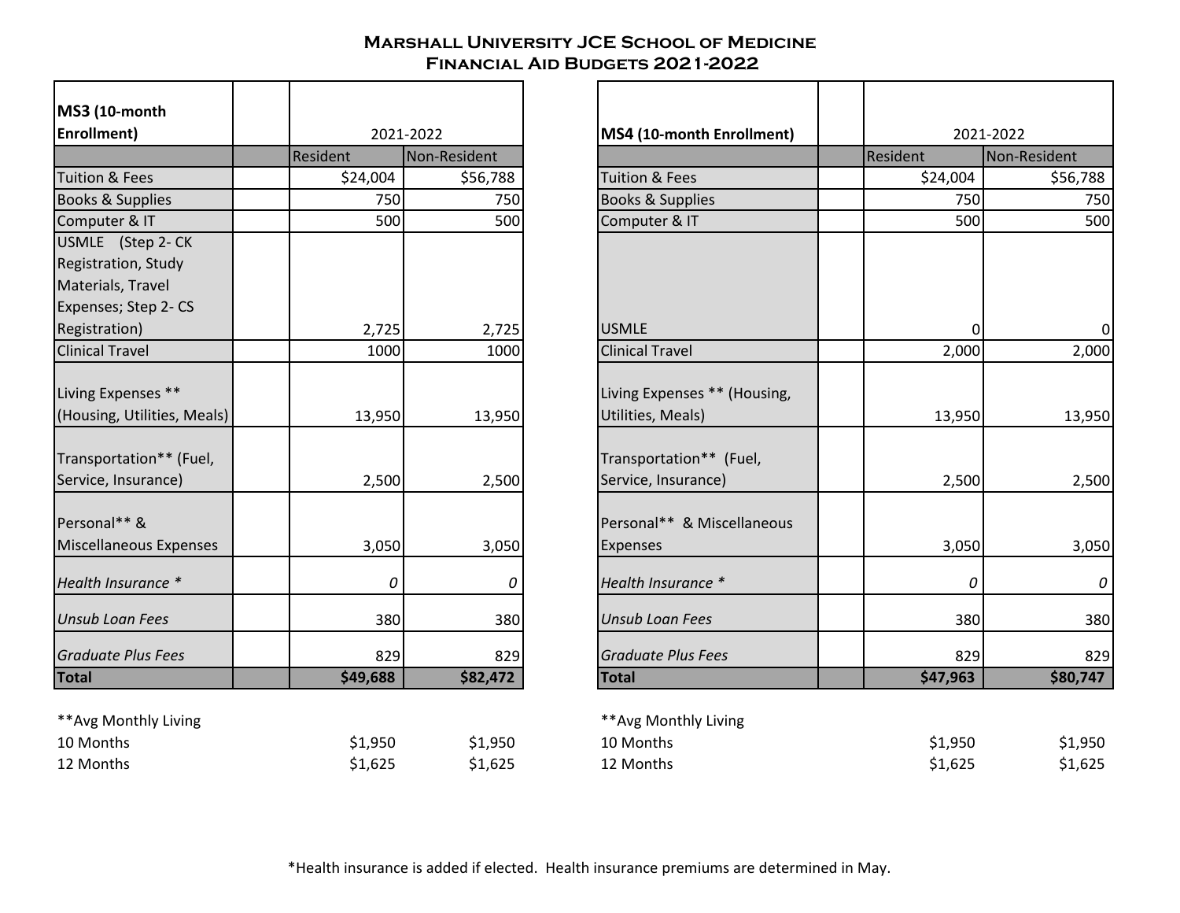# Marshall University JCE School of Medicine
## Financial Aid Budgets 2021-2022

| MS3 (10-month Enrollment) | | 2021-2022 | |
|---|---|---|---|
| | | Resident | Non-Resident |
| Tuition & Fees | | $24,004 | $56,788 |
| Books & Supplies | | 750 | 750 |
| Computer & IT | | 500 | 500 |
| USMLE (Step 2- CK Registration, Study Materials, Travel Expenses; Step 2- CS Registration) | | 2,725 | 2,725 |
| Clinical Travel | | 1000 | 1000 |
| Living Expenses ** (Housing, Utilities, Meals) | | 13,950 | 13,950 |
| Transportation** (Fuel, Service, Insurance) | | 2,500 | 2,500 |
| Personal** & Miscellaneous Expenses | | 3,050 | 3,050 |
| *Health Insurance ** | | *0* | *0* |
| *Unsub Loan Fees* | | 380 | 380 |
| *Graduate Plus Fees* | | 829 | 829 |
| **Total** | | **$49,688** | **$82,472** |

**Avg Monthly Living

| | Resident | Non-Resident |
|---|---|---|
| 10 Months | $1,950 | $1,950 |
| 12 Months | $1,625 | $1,625 |

| MS4 (10-month Enrollment) | | 2021-2022 | |
|---|---|---|---|
| | | Resident | Non-Resident |
| Tuition & Fees | | $24,004 | $56,788 |
| Books & Supplies | | 750 | 750 |
| Computer & IT | | 500 | 500 |
| USMLE | | 0 | 0 |
| Clinical Travel | | 2,000 | 2,000 |
| Living Expenses ** (Housing, Utilities, Meals) | | 13,950 | 13,950 |
| Transportation** (Fuel, Service, Insurance) | | 2,500 | 2,500 |
| Personal** & Miscellaneous Expenses | | 3,050 | 3,050 |
| *Health Insurance ** | | *0* | *0* |
| *Unsub Loan Fees* | | 380 | 380 |
| *Graduate Plus Fees* | | 829 | 829 |
| **Total** | | **$47,963** | **$80,747** |

**Avg Monthly Living

| | Resident | Non-Resident |
|---|---|---|
| 10 Months | $1,950 | $1,950 |
| 12 Months | $1,625 | $1,625 |

*Health insurance is added if elected. Health insurance premiums are determined in May.